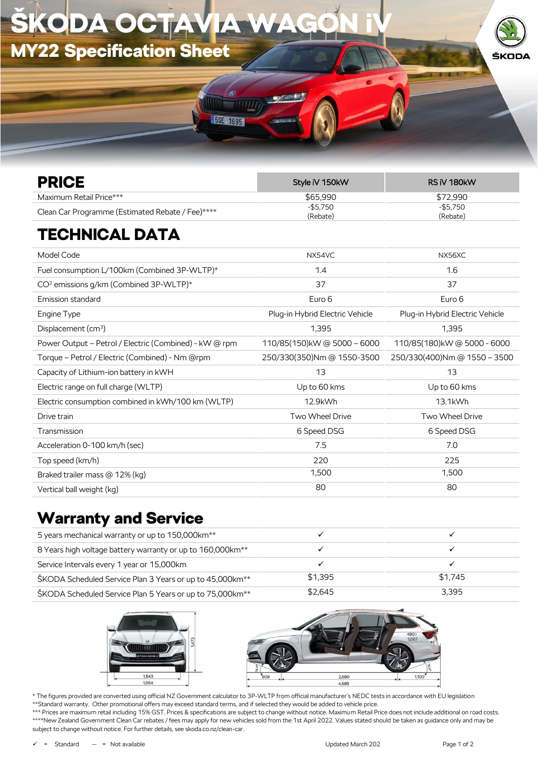# ŠKODA OCTAVIA WAGON iV

## MY22 Specification Sheet

## PRICE

| | Style iV 150kW | RS iV 180kW |
|---|---|---|
| Maximum Retail Price*** | $65,990 | $72,990 |
| Clean Car Programme (Estimated Rebate / Fee)**** | -$5,750 (Rebate) | -$5,750 (Rebate) |

## TECHNICAL DATA

| | Style iV 150kW | RS iV 180kW |
|---|---|---|
| Model Code | NX54VC | NX56XC |
| Fuel consumption L/100km (Combined 3P-WLTP)* | 1.4 | 1.6 |
| $CO^2$ emissions g/km (Combined 3P-WLTP)* | 37 | 37 |
| Emission standard | Euro 6 | Euro 6 |
| Engine Type | Plug-in Hybrid Electric Vehicle | Plug-in Hybrid Electric Vehicle |
| Displacement ($cm^3$) | 1,395 | 1,395 |
| Power Output – Petrol / Electric (Combined) - kW @ rpm | 110/85(150)kW @ 5000 – 6000 | 110/85(180)kW @ 5000 - 6000 |
| Torque – Petrol / Electric (Combined) - Nm @rpm | 250/330(350)Nm @ 1550-3500 | 250/330(400)Nm @ 1550 – 3500 |
| Capacity of Lithium-ion battery in kWH | 13 | 13 |
| Electric range on full charge (WLTP) | Up to 60 kms | Up to 60 kms |
| Electric consumption combined in kWh/100 km (WLTP) | 12.9kWh | 13.1kWh |
| Drive train | Two Wheel Drive | Two Wheel Drive |
| Transmission | 6 Speed DSG | 6 Speed DSG |
| Acceleration 0-100 km/h (sec) | 7.5 | 7.0 |
| Top speed (km/h) | 220 | 225 |
| Braked trailer mass @ 12% (kg) | 1,500 | 1,500 |
| Vertical ball weight (kg) | 80 | 80 |

## Warranty and Service

| | Style iV 150kW | RS iV 180kW |
|---|---|---|
| 5 years mechanical warranty or up to 150,000km** | ✓ | ✓ |
| 8 Years high voltage battery warranty or up to 160,000km** | ✓ | ✓ |
| Service Intervals every 1 year or 15,000km | ✓ | ✓ |
| ŠKODA Scheduled Service Plan 3 Years or up to 45,000km** | $1,395 | $1,745 |
| ŠKODA Scheduled Service Plan 5 Years or up to 75,000km** | $2,645 | 3,395 |

\* The figures provided are converted using official NZ Government calculator to 3P-WLTP from official manufacturer's NEDC tests in accordance with EU legislation
**Standard warranty. Other promotional offers may exceed standard terms, and if selected they would be added to vehicle price.
*** Prices are maximum retail including 15% GST. Prices & specifications are subject to change without notice. Maximum Retail Price does not include additional on road costs.
****New Zealand Government Clean Car rebates / fees may apply for new vehicles sold from the 1st April 2022. Values stated should be taken as guidance only and may be subject to change without notice. For further details, see skoda.co.nz/clean-car.

✓ = Standard -- = Not available

Updated March 202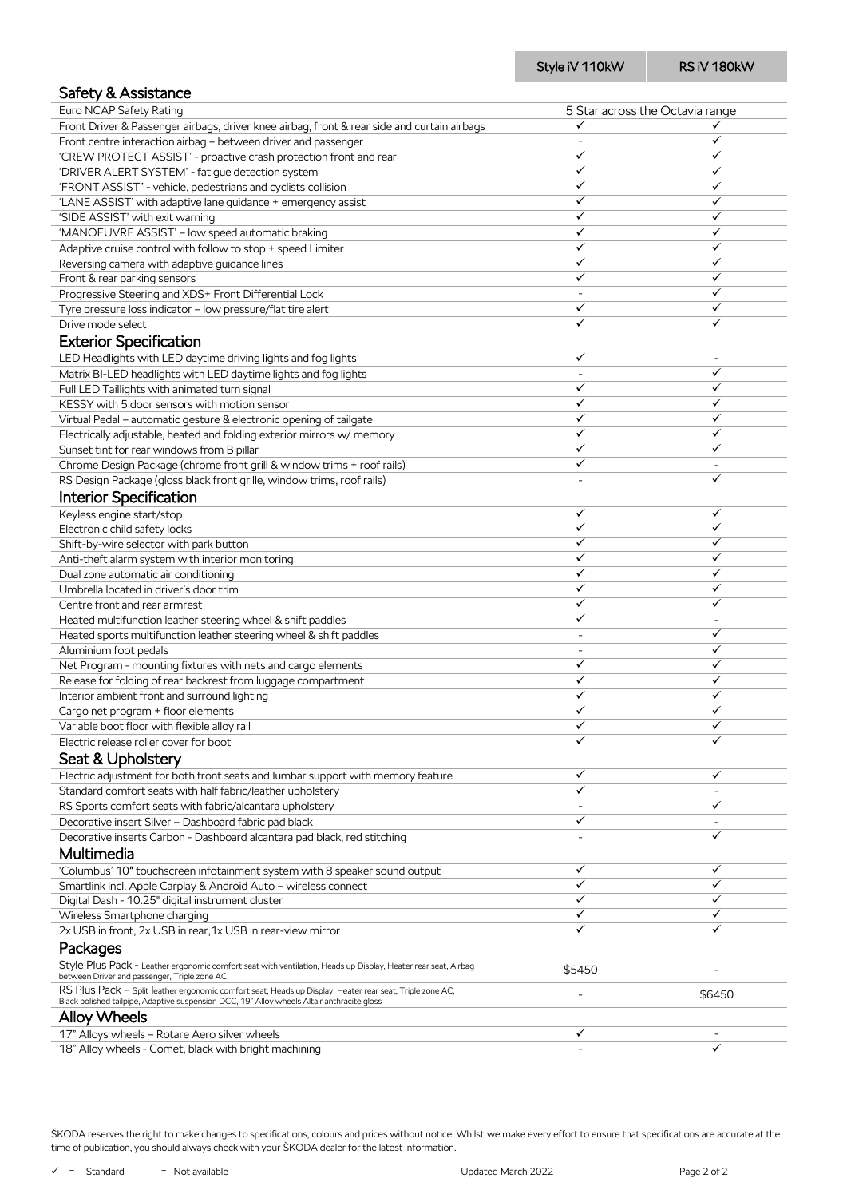| | Style iV 110kW | RS iV 180kW |
|---|---|---|
| **Safety & Assistance** | | |
| Euro NCAP Safety Rating | 5 Star across the Octavia range | |
| Front Driver & Passenger airbags, driver knee airbag, front & rear side and curtain airbags | ✓ | ✓ |
| Front centre interaction airbag – between driver and passenger | - | ✓ |
| 'CREW PROTECT ASSIST' - proactive crash protection front and rear | ✓ | ✓ |
| 'DRIVER ALERT SYSTEM' - fatigue detection system | ✓ | ✓ |
| 'FRONT ASSIST" - vehicle, pedestrians and cyclists collision | ✓ | ✓ |
| 'LANE ASSIST' with adaptive lane guidance + emergency assist | ✓ | ✓ |
| 'SIDE ASSIST' with exit warning | ✓ | ✓ |
| 'MANOEUVRE ASSIST' – low speed automatic braking | ✓ | ✓ |
| Adaptive cruise control with follow to stop + speed Limiter | ✓ | ✓ |
| Reversing camera with adaptive guidance lines | ✓ | ✓ |
| Front & rear parking sensors | ✓ | ✓ |
| Progressive Steering and XDS+ Front Differential Lock | - | ✓ |
| Tyre pressure loss indicator – low pressure/flat tire alert | ✓ | ✓ |
| Drive mode select | ✓ | ✓ |
| **Exterior Specification** | | |
| LED Headlights with LED daytime driving lights and fog lights | ✓ | - |
| Matrix BI-LED headlights with LED daytime lights and fog lights | - | ✓ |
| Full LED Taillights with animated turn signal | ✓ | ✓ |
| KESSY with 5 door sensors with motion sensor | ✓ | ✓ |
| Virtual Pedal – automatic gesture & electronic opening of tailgate | ✓ | ✓ |
| Electrically adjustable, heated and folding exterior mirrors w/ memory | ✓ | ✓ |
| Sunset tint for rear windows from B pillar | ✓ | ✓ |
| Chrome Design Package (chrome front grill & window trims + roof rails) | ✓ | - |
| RS Design Package (gloss black front grille, window trims, roof rails) | - | ✓ |
| **Interior Specification** | | |
| Keyless engine start/stop | ✓ | ✓ |
| Electronic child safety locks | ✓ | ✓ |
| Shift-by-wire selector with park button | ✓ | ✓ |
| Anti-theft alarm system with interior monitoring | ✓ | ✓ |
| Dual zone automatic air conditioning | ✓ | ✓ |
| Umbrella located in driver's door trim | ✓ | ✓ |
| Centre front and rear armrest | ✓ | ✓ |
| Heated multifunction leather steering wheel & shift paddles | ✓ | - |
| Heated sports multifunction leather steering wheel & shift paddles | - | ✓ |
| Aluminium foot pedals | - | ✓ |
| Net Program - mounting fixtures with nets and cargo elements | ✓ | ✓ |
| Release for folding of rear backrest from luggage compartment | ✓ | ✓ |
| Interior ambient front and surround lighting | ✓ | ✓ |
| Cargo net program + floor elements | ✓ | ✓ |
| Variable boot floor with flexible alloy rail | ✓ | ✓ |
| Electric release roller cover for boot | ✓ | ✓ |
| **Seat & Upholstery** | | |
| Electric adjustment for both front seats and lumbar support with memory feature | ✓ | ✓ |
| Standard comfort seats with half fabric/leather upholstery | ✓ | - |
| RS Sports comfort seats with fabric/alcantara upholstery | - | ✓ |
| Decorative insert Silver – Dashboard fabric pad black | ✓ | - |
| Decorative inserts Carbon - Dashboard alcantara pad black, red stitching | - | ✓ |
| **Multimedia** | | |
| 'Columbus' 10" touchscreen infotainment system with 8 speaker sound output | ✓ | ✓ |
| Smartlink incl. Apple Carplay & Android Auto – wireless connect | ✓ | ✓ |
| Digital Dash - 10.25" digital instrument cluster | ✓ | ✓ |
| Wireless Smartphone charging | ✓ | ✓ |
| 2x USB in front, 2x USB in rear, 1x USB in rear-view mirror | ✓ | ✓ |
| **Packages** | | |
| Style Plus Pack - Leather ergonomic comfort seat with ventilation, Heads up Display, Heater rear seat, Airbag between Driver and passenger, Triple zone AC | $5450 | - |
| RS Plus Pack – Split leather ergonomic comfort seat, Heads up Display, Heater rear seat, Triple zone AC, Black polished tailpipe, Adaptive suspension DCC, 19" Alloy wheels Altair anthracite gloss | - | $6450 |
| **Alloy Wheels** | | |
| 17" Alloys wheels – Rotare Aero silver wheels | ✓ | - |
| 18" Alloy wheels - Comet, black with bright machining | - | ✓ |

ŠKODA reserves the right to make changes to specifications, colours and prices without notice. Whilst we make every effort to ensure that specifications are accurate at the time of publication, you should always check with your ŠKODA dealer for the latest information.

✓ = Standard -- = Not available

Updated March 2022